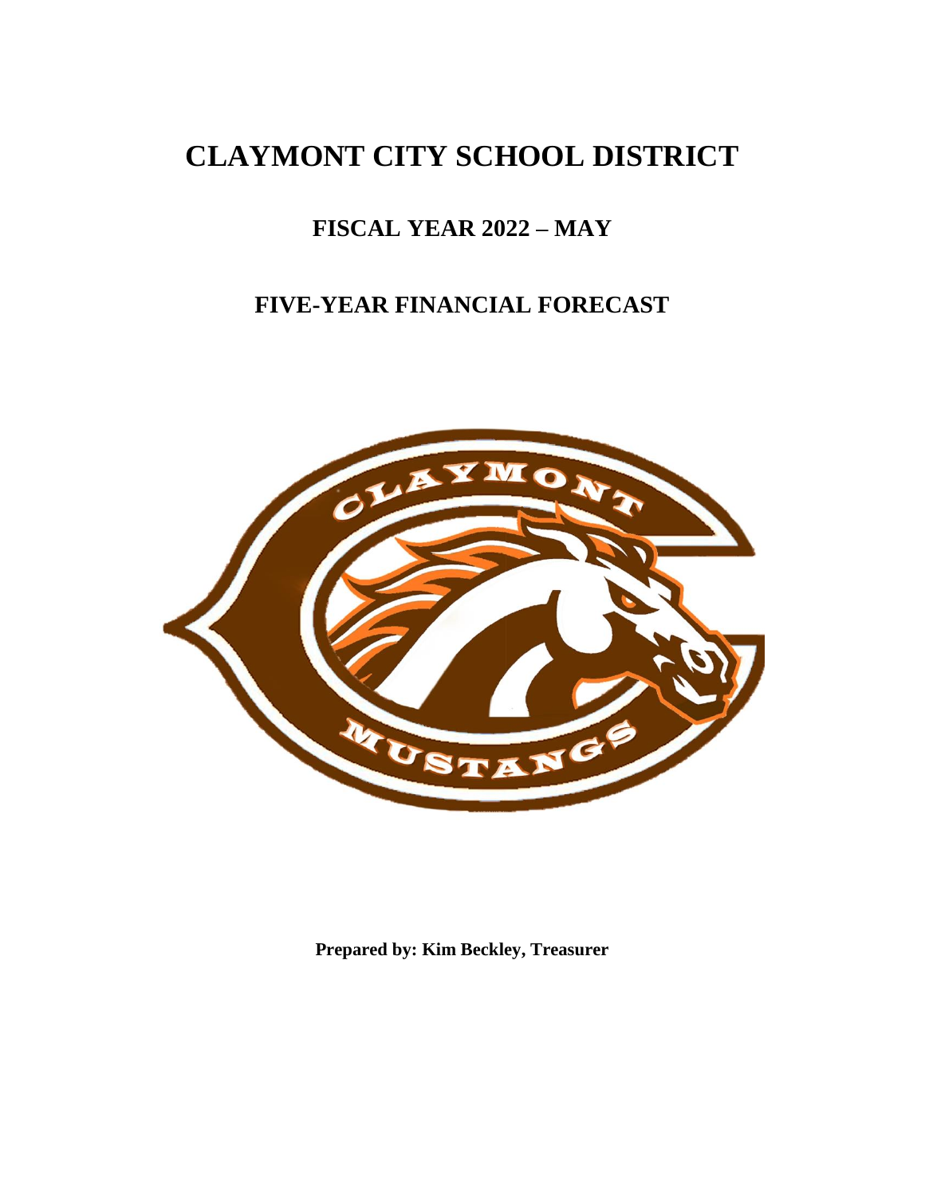# CLAYMONT CITY SCHOOL DISTRICT

## FISCAL YEAR 2022 – MAY

## FIVE-YEAR FINANCIAL FORECAST

**Prepared by: Kim Beckley, Treasurer**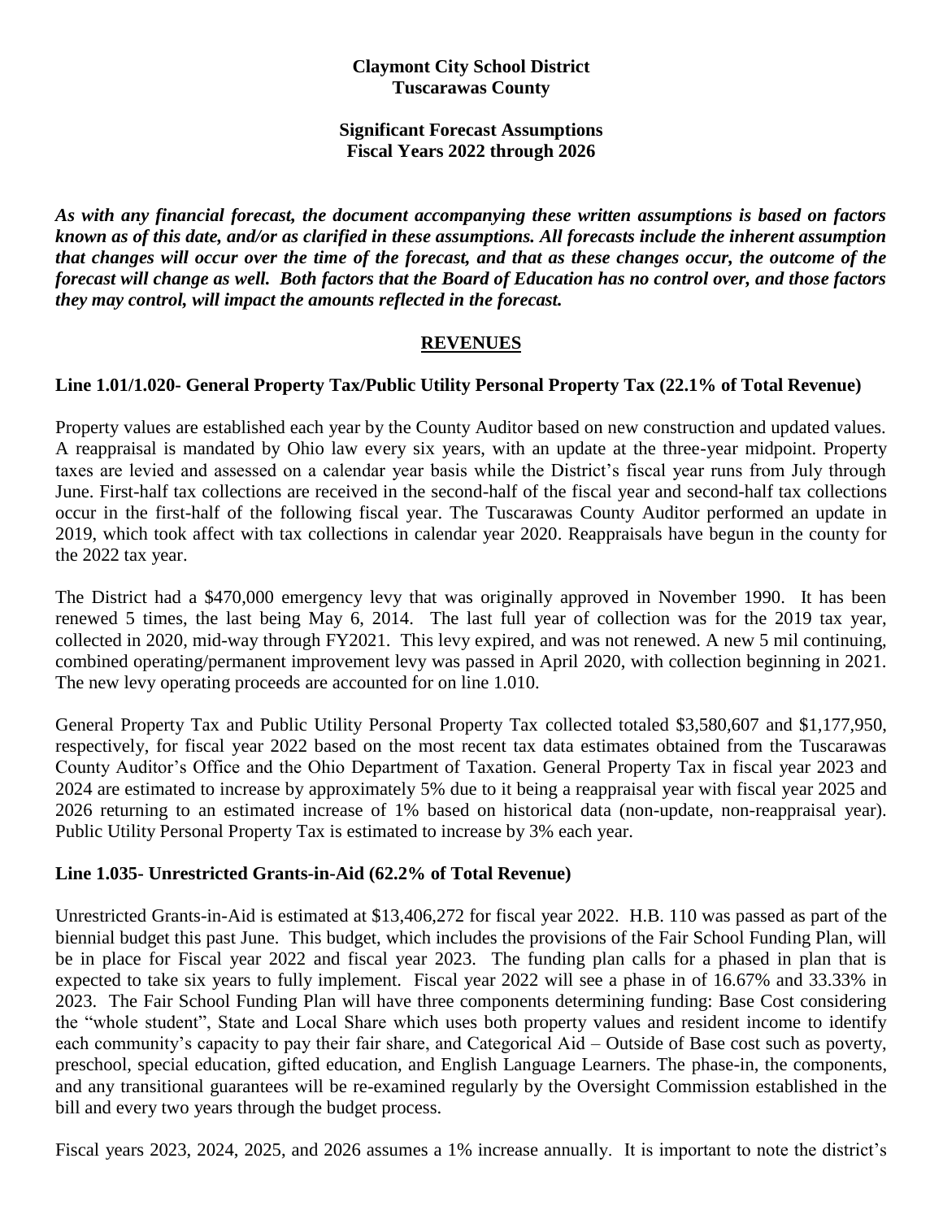**Claymont City School District**
**Tuscarawas County**

**Significant Forecast Assumptions**
**Fiscal Years 2022 through 2026**

***As with any financial forecast, the document accompanying these written assumptions is based on factors known as of this date, and/or as clarified in these assumptions. All forecasts include the inherent assumption that changes will occur over the time of the forecast, and that as these changes occur, the outcome of the forecast will change as well. Both factors that the Board of Education has no control over, and those factors they may control, will impact the amounts reflected in the forecast.***

## REVENUES

### Line 1.01/1.020- General Property Tax/Public Utility Personal Property Tax (22.1% of Total Revenue)

Property values are established each year by the County Auditor based on new construction and updated values. A reappraisal is mandated by Ohio law every six years, with an update at the three-year midpoint. Property taxes are levied and assessed on a calendar year basis while the District's fiscal year runs from July through June. First-half tax collections are received in the second-half of the fiscal year and second-half tax collections occur in the first-half of the following fiscal year. The Tuscarawas County Auditor performed an update in 2019, which took affect with tax collections in calendar year 2020. Reappraisals have begun in the county for the 2022 tax year.

The District had a $470,000 emergency levy that was originally approved in November 1990. It has been renewed 5 times, the last being May 6, 2014. The last full year of collection was for the 2019 tax year, collected in 2020, mid-way through FY2021. This levy expired, and was not renewed. A new 5 mil continuing, combined operating/permanent improvement levy was passed in April 2020, with collection beginning in 2021. The new levy operating proceeds are accounted for on line 1.010.

General Property Tax and Public Utility Personal Property Tax collected totaled $3,580,607 and $1,177,950, respectively, for fiscal year 2022 based on the most recent tax data estimates obtained from the Tuscarawas County Auditor's Office and the Ohio Department of Taxation. General Property Tax in fiscal year 2023 and 2024 are estimated to increase by approximately 5% due to it being a reappraisal year with fiscal year 2025 and 2026 returning to an estimated increase of 1% based on historical data (non-update, non-reappraisal year). Public Utility Personal Property Tax is estimated to increase by 3% each year.

### Line 1.035- Unrestricted Grants-in-Aid (62.2% of Total Revenue)

Unrestricted Grants-in-Aid is estimated at $13,406,272 for fiscal year 2022. H.B. 110 was passed as part of the biennial budget this past June. This budget, which includes the provisions of the Fair School Funding Plan, will be in place for Fiscal year 2022 and fiscal year 2023. The funding plan calls for a phased in plan that is expected to take six years to fully implement. Fiscal year 2022 will see a phase in of 16.67% and 33.33% in 2023. The Fair School Funding Plan will have three components determining funding: Base Cost considering the "whole student", State and Local Share which uses both property values and resident income to identify each community's capacity to pay their fair share, and Categorical Aid – Outside of Base cost such as poverty, preschool, special education, gifted education, and English Language Learners. The phase-in, the components, and any transitional guarantees will be re-examined regularly by the Oversight Commission established in the bill and every two years through the budget process.

Fiscal years 2023, 2024, 2025, and 2026 assumes a 1% increase annually. It is important to note the district's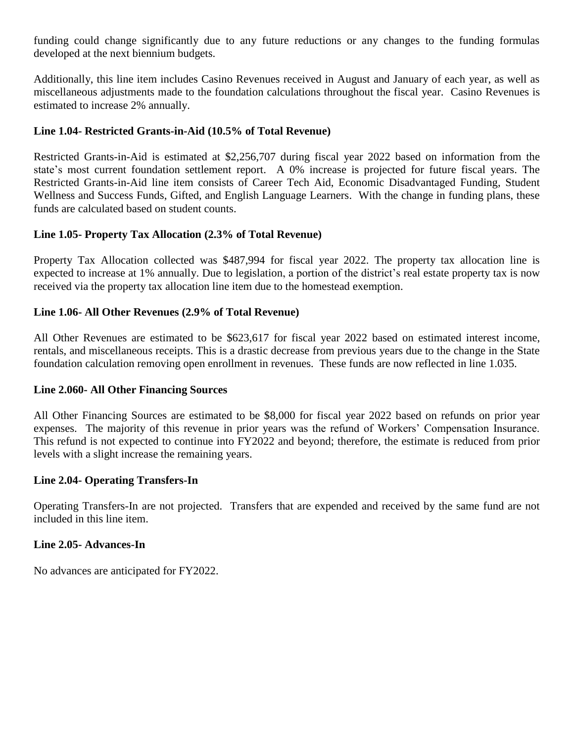funding could change significantly due to any future reductions or any changes to the funding formulas developed at the next biennium budgets.

Additionally, this line item includes Casino Revenues received in August and January of each year, as well as miscellaneous adjustments made to the foundation calculations throughout the fiscal year. Casino Revenues is estimated to increase 2% annually.

**Line 1.04- Restricted Grants-in-Aid (10.5% of Total Revenue)**

Restricted Grants-in-Aid is estimated at $2,256,707 during fiscal year 2022 based on information from the state's most current foundation settlement report. A 0% increase is projected for future fiscal years. The Restricted Grants-in-Aid line item consists of Career Tech Aid, Economic Disadvantaged Funding, Student Wellness and Success Funds, Gifted, and English Language Learners. With the change in funding plans, these funds are calculated based on student counts.

**Line 1.05- Property Tax Allocation (2.3% of Total Revenue)**

Property Tax Allocation collected was $487,994 for fiscal year 2022. The property tax allocation line is expected to increase at 1% annually. Due to legislation, a portion of the district's real estate property tax is now received via the property tax allocation line item due to the homestead exemption.

**Line 1.06- All Other Revenues (2.9% of Total Revenue)**

All Other Revenues are estimated to be $623,617 for fiscal year 2022 based on estimated interest income, rentals, and miscellaneous receipts. This is a drastic decrease from previous years due to the change in the State foundation calculation removing open enrollment in revenues. These funds are now reflected in line 1.035.

**Line 2.060- All Other Financing Sources**

All Other Financing Sources are estimated to be $8,000 for fiscal year 2022 based on refunds on prior year expenses. The majority of this revenue in prior years was the refund of Workers' Compensation Insurance. This refund is not expected to continue into FY2022 and beyond; therefore, the estimate is reduced from prior levels with a slight increase the remaining years.

**Line 2.04- Operating Transfers-In**

Operating Transfers-In are not projected. Transfers that are expended and received by the same fund are not included in this line item.

**Line 2.05- Advances-In**

No advances are anticipated for FY2022.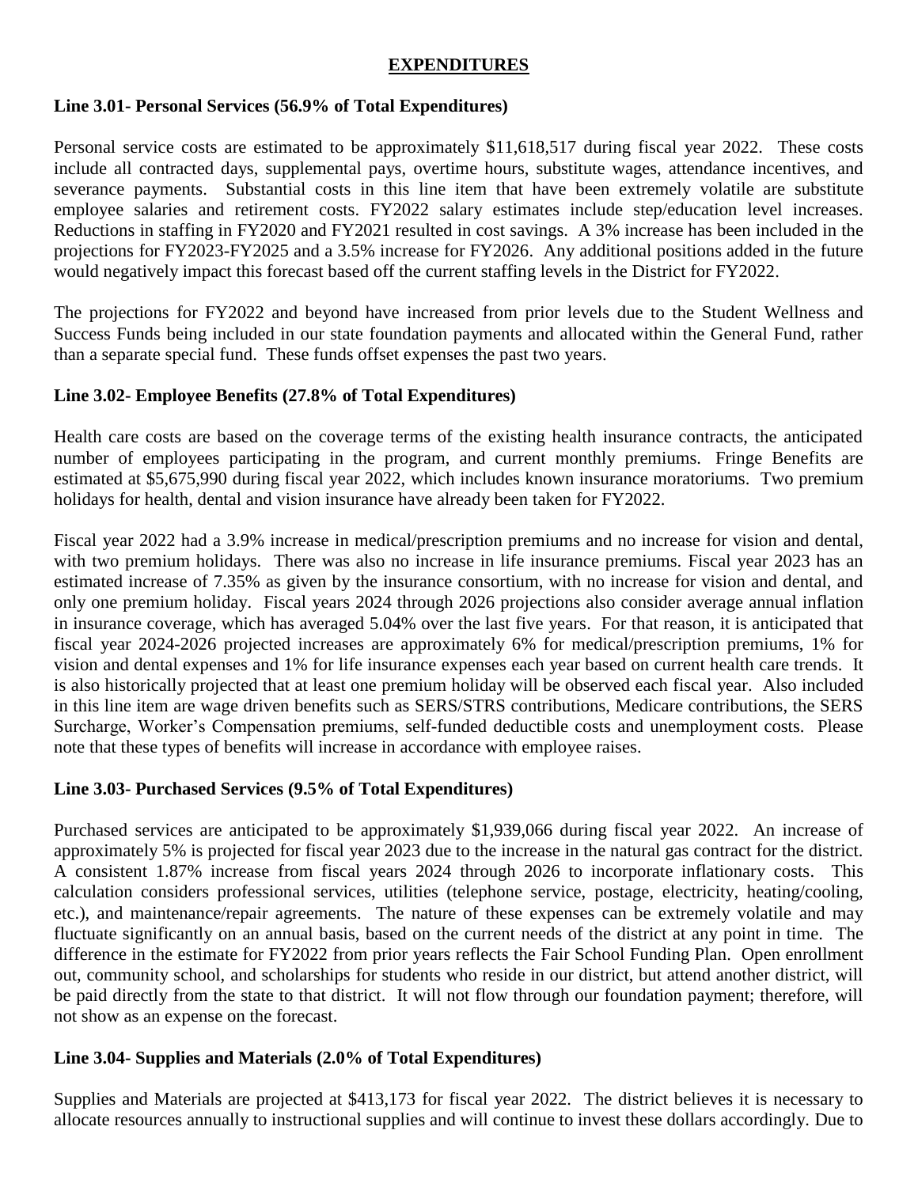## EXPENDITURES

**Line 3.01- Personal Services (56.9% of Total Expenditures)**

Personal service costs are estimated to be approximately $11,618,517 during fiscal year 2022. These costs include all contracted days, supplemental pays, overtime hours, substitute wages, attendance incentives, and severance payments. Substantial costs in this line item that have been extremely volatile are substitute employee salaries and retirement costs. FY2022 salary estimates include step/education level increases. Reductions in staffing in FY2020 and FY2021 resulted in cost savings. A 3% increase has been included in the projections for FY2023-FY2025 and a 3.5% increase for FY2026. Any additional positions added in the future would negatively impact this forecast based off the current staffing levels in the District for FY2022.

The projections for FY2022 and beyond have increased from prior levels due to the Student Wellness and Success Funds being included in our state foundation payments and allocated within the General Fund, rather than a separate special fund. These funds offset expenses the past two years.

**Line 3.02- Employee Benefits (27.8% of Total Expenditures)**

Health care costs are based on the coverage terms of the existing health insurance contracts, the anticipated number of employees participating in the program, and current monthly premiums. Fringe Benefits are estimated at $5,675,990 during fiscal year 2022, which includes known insurance moratoriums. Two premium holidays for health, dental and vision insurance have already been taken for FY2022.

Fiscal year 2022 had a 3.9% increase in medical/prescription premiums and no increase for vision and dental, with two premium holidays. There was also no increase in life insurance premiums. Fiscal year 2023 has an estimated increase of 7.35% as given by the insurance consortium, with no increase for vision and dental, and only one premium holiday. Fiscal years 2024 through 2026 projections also consider average annual inflation in insurance coverage, which has averaged 5.04% over the last five years. For that reason, it is anticipated that fiscal year 2024-2026 projected increases are approximately 6% for medical/prescription premiums, 1% for vision and dental expenses and 1% for life insurance expenses each year based on current health care trends. It is also historically projected that at least one premium holiday will be observed each fiscal year. Also included in this line item are wage driven benefits such as SERS/STRS contributions, Medicare contributions, the SERS Surcharge, Worker's Compensation premiums, self-funded deductible costs and unemployment costs. Please note that these types of benefits will increase in accordance with employee raises.

**Line 3.03- Purchased Services (9.5% of Total Expenditures)**

Purchased services are anticipated to be approximately $1,939,066 during fiscal year 2022. An increase of approximately 5% is projected for fiscal year 2023 due to the increase in the natural gas contract for the district. A consistent 1.87% increase from fiscal years 2024 through 2026 to incorporate inflationary costs. This calculation considers professional services, utilities (telephone service, postage, electricity, heating/cooling, etc.), and maintenance/repair agreements. The nature of these expenses can be extremely volatile and may fluctuate significantly on an annual basis, based on the current needs of the district at any point in time. The difference in the estimate for FY2022 from prior years reflects the Fair School Funding Plan. Open enrollment out, community school, and scholarships for students who reside in our district, but attend another district, will be paid directly from the state to that district. It will not flow through our foundation payment; therefore, will not show as an expense on the forecast.

**Line 3.04- Supplies and Materials (2.0% of Total Expenditures)**

Supplies and Materials are projected at $413,173 for fiscal year 2022. The district believes it is necessary to allocate resources annually to instructional supplies and will continue to invest these dollars accordingly. Due to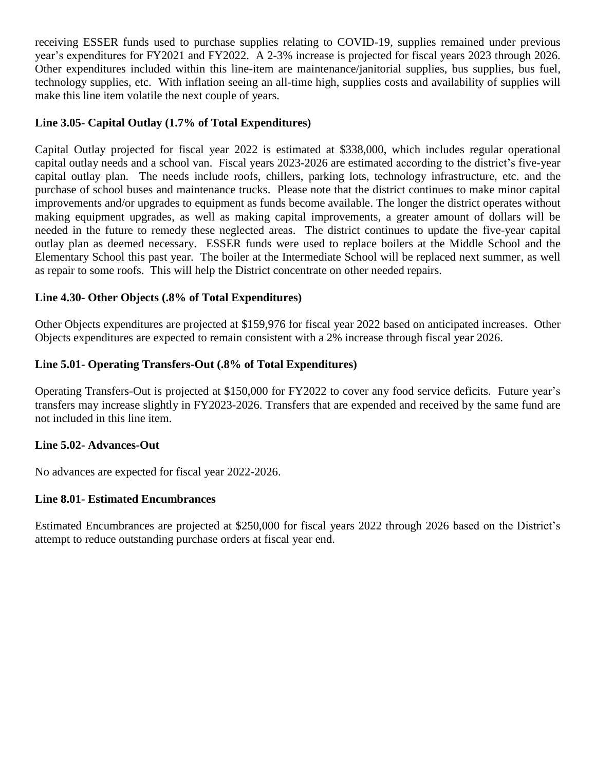receiving ESSER funds used to purchase supplies relating to COVID-19, supplies remained under previous year's expenditures for FY2021 and FY2022. A 2-3% increase is projected for fiscal years 2023 through 2026. Other expenditures included within this line-item are maintenance/janitorial supplies, bus supplies, bus fuel, technology supplies, etc. With inflation seeing an all-time high, supplies costs and availability of supplies will make this line item volatile the next couple of years.

**Line 3.05- Capital Outlay (1.7% of Total Expenditures)**

Capital Outlay projected for fiscal year 2022 is estimated at $338,000, which includes regular operational capital outlay needs and a school van. Fiscal years 2023-2026 are estimated according to the district's five-year capital outlay plan. The needs include roofs, chillers, parking lots, technology infrastructure, etc. and the purchase of school buses and maintenance trucks. Please note that the district continues to make minor capital improvements and/or upgrades to equipment as funds become available. The longer the district operates without making equipment upgrades, as well as making capital improvements, a greater amount of dollars will be needed in the future to remedy these neglected areas. The district continues to update the five-year capital outlay plan as deemed necessary. ESSER funds were used to replace boilers at the Middle School and the Elementary School this past year. The boiler at the Intermediate School will be replaced next summer, as well as repair to some roofs. This will help the District concentrate on other needed repairs.

**Line 4.30- Other Objects (.8% of Total Expenditures)**

Other Objects expenditures are projected at $159,976 for fiscal year 2022 based on anticipated increases. Other Objects expenditures are expected to remain consistent with a 2% increase through fiscal year 2026.

**Line 5.01- Operating Transfers-Out (.8% of Total Expenditures)**

Operating Transfers-Out is projected at $150,000 for FY2022 to cover any food service deficits. Future year's transfers may increase slightly in FY2023-2026. Transfers that are expended and received by the same fund are not included in this line item.

**Line 5.02- Advances-Out**

No advances are expected for fiscal year 2022-2026.

**Line 8.01- Estimated Encumbrances**

Estimated Encumbrances are projected at $250,000 for fiscal years 2022 through 2026 based on the District's attempt to reduce outstanding purchase orders at fiscal year end.